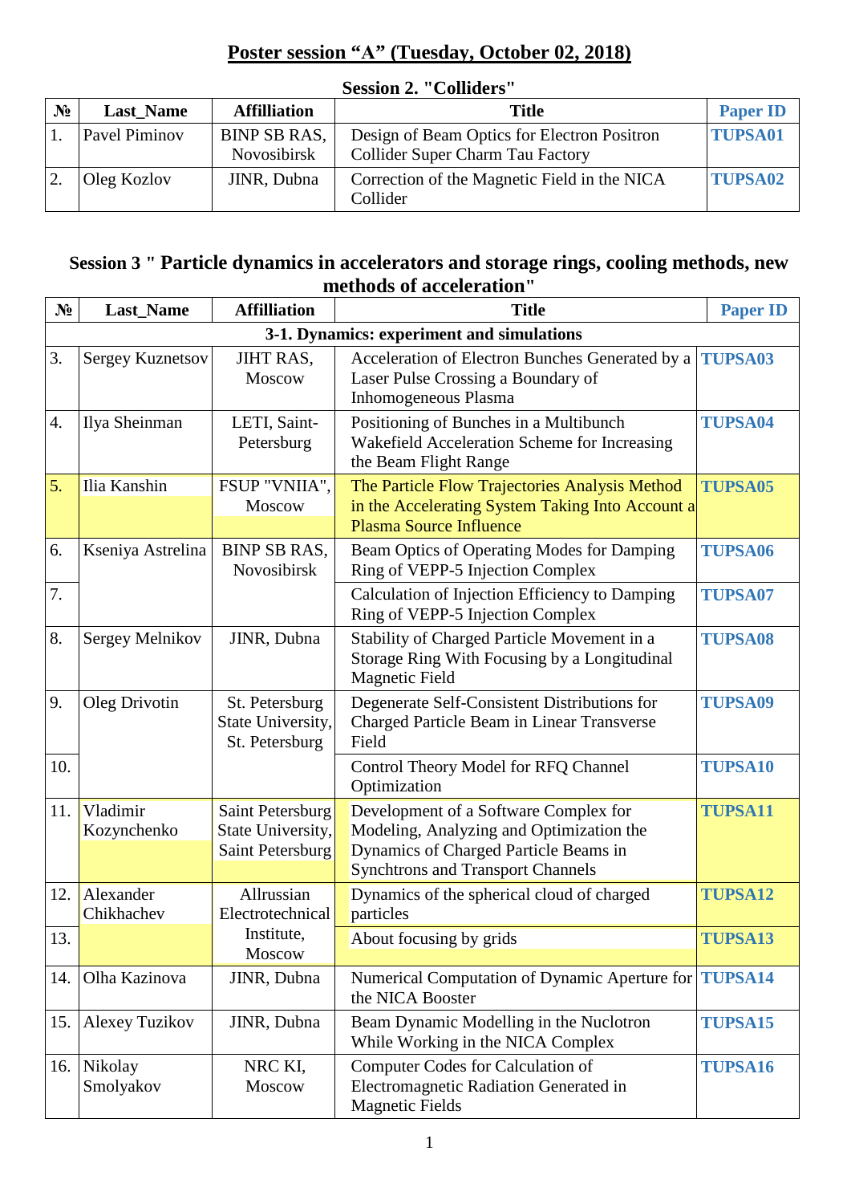# Poster session “A” (Tuesday, October 02, 2018)

## Session 2. "Colliders"

| № | Last_Name | Affilliation | Title | Paper ID |
|---|---|---|---|---|
| 1. | Pavel Piminov | BINP SB RAS, Novosibirsk | Design of Beam Optics for Electron Positron Collider Super Charm Tau Factory | TUPSA01 |
| 2. | Oleg Kozlov | JINR, Dubna | Correction of the Magnetic Field in the NICA Collider | TUPSA02 |

## Session 3 " Particle dynamics in accelerators and storage rings, cooling methods, new methods of acceleration"

| № | Last_Name | Affilliation | Title | Paper ID |
|---|---|---|---|---|
| | | **3-1. Dynamics: experiment and simulations** | | |
| 3. | Sergey Kuznetsov | JIHT RAS, Moscow | Acceleration of Electron Bunches Generated by a Laser Pulse Crossing a Boundary of Inhomogeneous Plasma | TUPSA03 |
| 4. | Ilya Sheinman | LETI, Saint-Petersburg | Positioning of Bunches in a Multibunch Wakefield Acceleration Scheme for Increasing the Beam Flight Range | TUPSA04 |
| 5. | Ilia Kanshin | FSUP "VNIIA", Moscow | The Particle Flow Trajectories Analysis Method in the Accelerating System Taking Into Account a Plasma Source Influence | TUPSA05 |
| 6. | Kseniya Astrelina | BINP SB RAS, Novosibirsk | Beam Optics of Operating Modes for Damping Ring of VEPP-5 Injection Complex | TUPSA06 |
| 7. | | | Calculation of Injection Efficiency to Damping Ring of VEPP-5 Injection Complex | TUPSA07 |
| 8. | Sergey Melnikov | JINR, Dubna | Stability of Charged Particle Movement in a Storage Ring With Focusing by a Longitudinal Magnetic Field | TUPSA08 |
| 9. | Oleg Drivotin | St. Petersburg State University, St. Petersburg | Degenerate Self-Consistent Distributions for Charged Particle Beam in Linear Transverse Field | TUPSA09 |
| 10. | | | Control Theory Model for RFQ Channel Optimization | TUPSA10 |
| 11. | Vladimir Kozynchenko | Saint Petersburg State University, Saint Petersburg | Development of a Software Complex for Modeling, Analyzing and Optimization the Dynamics of Charged Particle Beams in Synchtrons and Transport Channels | TUPSA11 |
| 12. | Alexander Chikhachev | Allrussian Electrotechnical Institute, Moscow | Dynamics of the spherical cloud of charged particles | TUPSA12 |
| 13. | | | About focusing by grids | TUPSA13 |
| 14. | Olha Kazinova | JINR, Dubna | Numerical Computation of Dynamic Aperture for the NICA Booster | TUPSA14 |
| 15. | Alexey Tuzikov | JINR, Dubna | Beam Dynamic Modelling in the Nuclotron While Working in the NICA Complex | TUPSA15 |
| 16. | Nikolay Smolyakov | NRC KI, Moscow | Computer Codes for Calculation of Electromagnetic Radiation Generated in Magnetic Fields | TUPSA16 |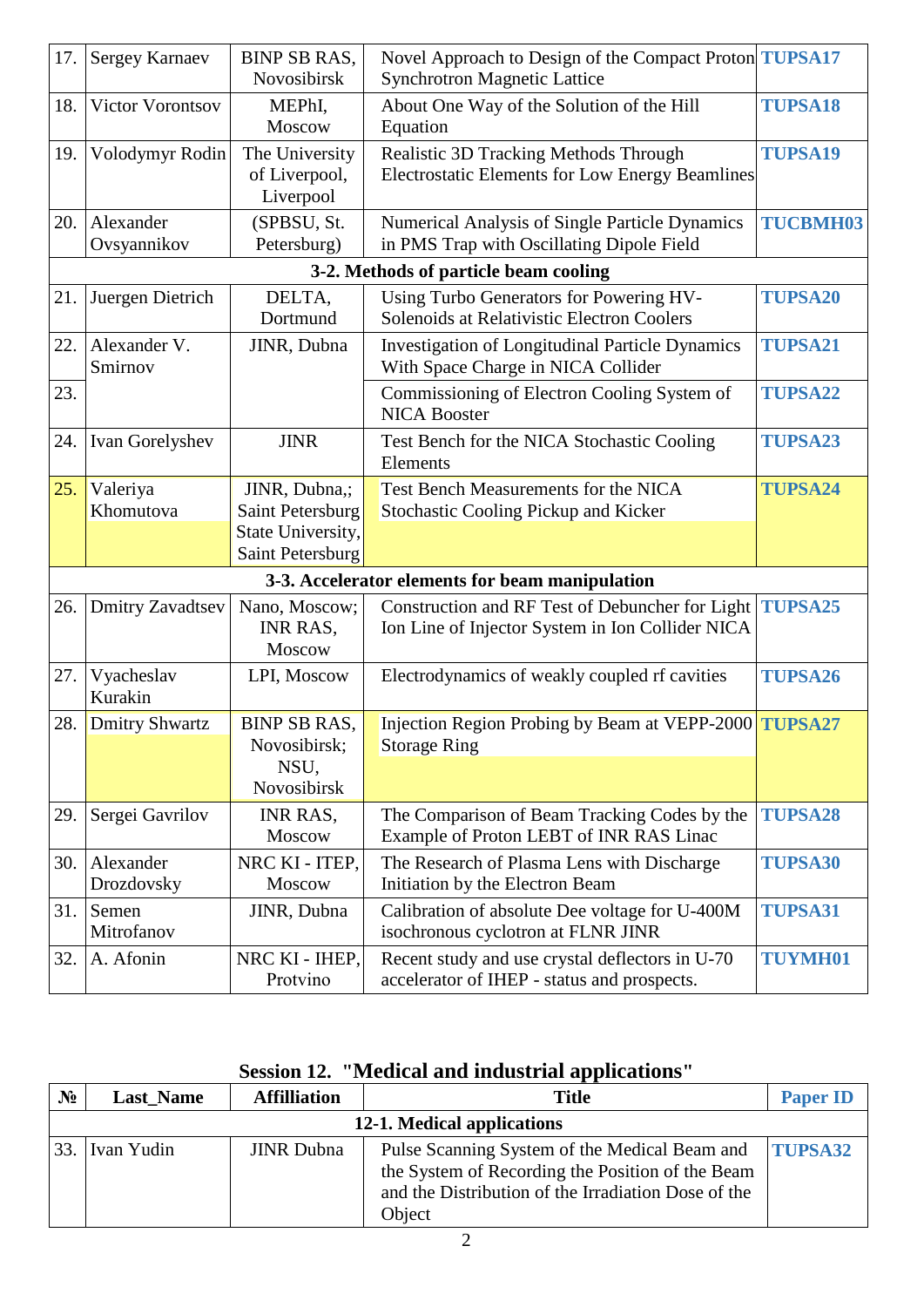| | | | | |
|---|---|---|---|---|
| 17. | Sergey Karnaev | BINP SB RAS, Novosibirsk | Novel Approach to Design of the Compact Proton Synchrotron Magnetic Lattice | **TUPSA17** |
| 18. | Victor Vorontsov | MEPhI, Moscow | About One Way of the Solution of the Hill Equation | **TUPSA18** |
| 19. | Volodymyr Rodin | The University of Liverpool, Liverpool | Realistic 3D Tracking Methods Through Electrostatic Elements for Low Energy Beamlines | **TUPSA19** |
| 20. | Alexander Ovsyannikov | (SPBSU, St. Petersburg) | Numerical Analysis of Single Particle Dynamics in PMS Trap with Oscillating Dipole Field | **TUCBMH03** |
| | | **3-2. Methods of particle beam cooling** | | |
| 21. | Juergen Dietrich | DELTA, Dortmund | Using Turbo Generators for Powering HV-Solenoids at Relativistic Electron Coolers | **TUPSA20** |
| 22. | Alexander V. Smirnov | JINR, Dubna | Investigation of Longitudinal Particle Dynamics With Space Charge in NICA Collider | **TUPSA21** |
| 23. | | | Commissioning of Electron Cooling System of NICA Booster | **TUPSA22** |
| 24. | Ivan Gorelyshev | JINR | Test Bench for the NICA Stochastic Cooling Elements | **TUPSA23** |
| 25. | Valeriya Khomutova | JINR, Dubna,; Saint Petersburg State University, Saint Petersburg | Test Bench Measurements for the NICA Stochastic Cooling Pickup and Kicker | **TUPSA24** |
| | | **3-3. Accelerator elements for beam manipulation** | | |
| 26. | Dmitry Zavadtsev | Nano, Moscow; INR RAS, Moscow | Construction and RF Test of Debuncher for Light Ion Line of Injector System in Ion Collider NICA | **TUPSA25** |
| 27. | Vyacheslav Kurakin | LPI, Moscow | Electrodynamics of weakly coupled rf cavities | **TUPSA26** |
| 28. | Dmitry Shwartz | BINP SB RAS, Novosibirsk; NSU, Novosibirsk | Injection Region Probing by Beam at VEPP-2000 Storage Ring | **TUPSA27** |
| 29. | Sergei Gavrilov | INR RAS, Moscow | The Comparison of Beam Tracking Codes by the Example of Proton LEBT of INR RAS Linac | **TUPSA28** |
| 30. | Alexander Drozdovsky | NRC KI - ITEP, Moscow | The Research of Plasma Lens with Discharge Initiation by the Electron Beam | **TUPSA30** |
| 31. | Semen Mitrofanov | JINR, Dubna | Calibration of absolute Dee voltage for U-400M isochronous cyclotron at FLNR JINR | **TUPSA31** |
| 32. | A. Afonin | NRC KI - IHEP, Protvino | Recent study and use crystal deflectors in U-70 accelerator of IHEP - status and prospects. | **TUYMH01** |

## Session 12. "Medical and industrial applications"

| № | Last_Name | Affilliation | Title | Paper ID |
|---|---|---|---|---|
| | | **12-1. Medical applications** | | |
| 33. | Ivan Yudin | JINR Dubna | Pulse Scanning System of the Medical Beam and the System of Recording the Position of the Beam and the Distribution of the Irradiation Dose of the Object | **TUPSA32** |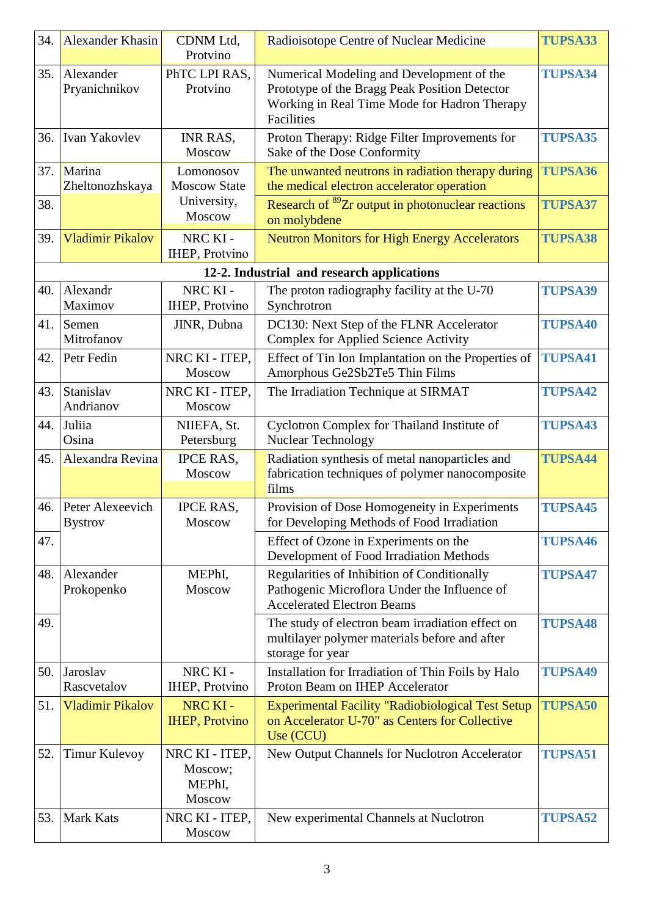| | | | | |
|---|---|---|---|---|
| 34. | Alexander Khasin | CDNM Ltd, Protvino | Radioisotope Centre of Nuclear Medicine | **TUPSA33** |
| 35. | Alexander Pryanichnikov | PhTC LPI RAS, Protvino | Numerical Modeling and Development of the Prototype of the Bragg Peak Position Detector Working in Real Time Mode for Hadron Therapy Facilities | **TUPSA34** |
| 36. | Ivan Yakovlev | INR RAS, Moscow | Proton Therapy: Ridge Filter Improvements for Sake of the Dose Conformity | **TUPSA35** |
| 37. | Marina Zheltonozhskaya | Lomonosov Moscow State University, Moscow | The unwanted neutrons in radiation therapy during the medical electron accelerator operation | **TUPSA36** |
| 38. | | | Research of $^{89}$Zr output in photonuclear reactions on molybdene | **TUPSA37** |
| 39. | Vladimir Pikalov | NRC KI - IHEP, Protvino | Neutron Monitors for High Energy Accelerators | **TUPSA38** |
| | | | **12-2. Industrial and research applications** | |
| 40. | Alexandr Maximov | NRC KI - IHEP, Protvino | The proton radiography facility at the U-70 Synchrotron | **TUPSA39** |
| 41. | Semen Mitrofanov | JINR, Dubna | DC130: Next Step of the FLNR Accelerator Complex for Applied Science Activity | **TUPSA40** |
| 42. | Petr Fedin | NRC KI - ITEP, Moscow | Effect of Tin Ion Implantation on the Properties of Amorphous Ge2Sb2Te5 Thin Films | **TUPSA41** |
| 43. | Stanislav Andrianov | NRC KI - ITEP, Moscow | The Irradiation Technique at SIRMAT | **TUPSA42** |
| 44. | Juliia Osina | NIIEFA, St. Petersburg | Cyclotron Complex for Thailand Institute of Nuclear Technology | **TUPSA43** |
| 45. | Alexandra Revina | IPCE RAS, Moscow | Radiation synthesis of metal nanoparticles and fabrication techniques of polymer nanocomposite films | **TUPSA44** |
| 46. | Peter Alexeevich Bystrov | IPCE RAS, Moscow | Provision of Dose Homogeneity in Experiments for Developing Methods of Food Irradiation | **TUPSA45** |
| 47. | | | Effect of Ozone in Experiments on the Development of Food Irradiation Methods | **TUPSA46** |
| 48. | Alexander Prokopenko | MEPhI, Moscow | Regularities of Inhibition of Conditionally Pathogenic Microflora Under the Influence of Accelerated Electron Beams | **TUPSA47** |
| 49. | | | The study of electron beam irradiation effect on multilayer polymer materials before and after storage for year | **TUPSA48** |
| 50. | Jaroslav Rascvetalov | NRC KI - IHEP, Protvino | Installation for Irradiation of Thin Foils by Halo Proton Beam on IHEP Accelerator | **TUPSA49** |
| 51. | Vladimir Pikalov | NRC KI - IHEP, Protvino | Experimental Facility "Radiobiological Test Setup on Accelerator U-70" as Centers for Collective Use (CCU) | **TUPSA50** |
| 52. | Timur Kulevoy | NRC KI - ITEP, Moscow; MEPhI, Moscow | New Output Channels for Nuclotron Accelerator | **TUPSA51** |
| 53. | Mark Kats | NRC KI - ITEP, Moscow | New experimental Channels at Nuclotron | **TUPSA52** |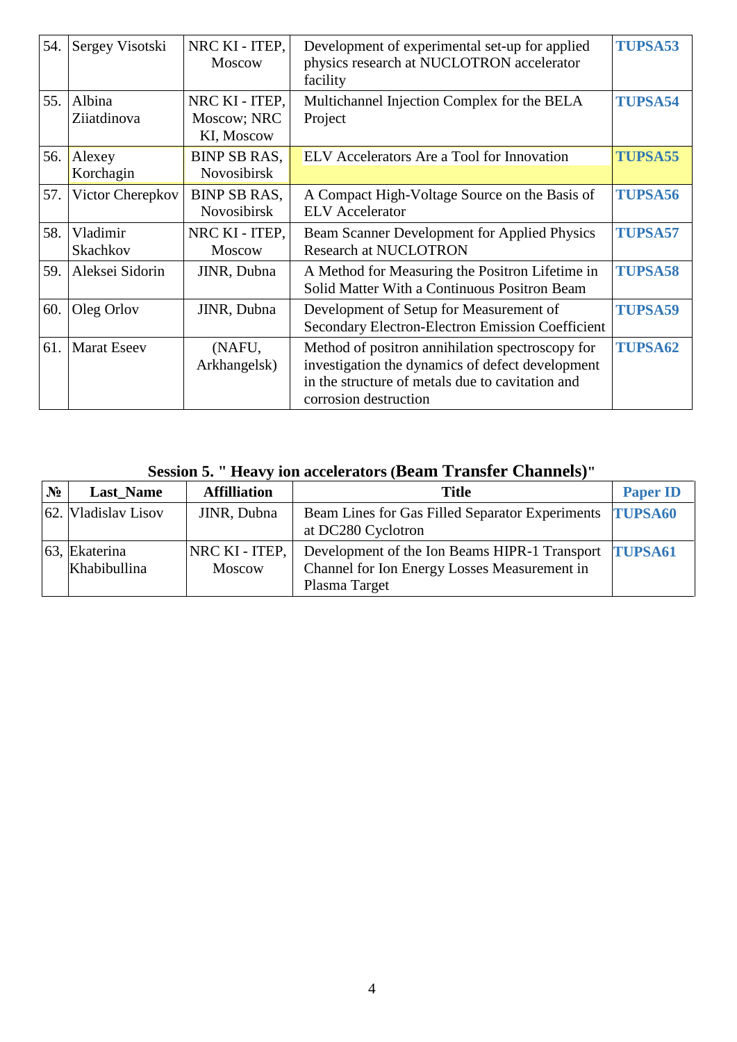| | | | | |
|---|---|---|---|---|
| 54. | Sergey Visotski | NRC KI - ITEP, Moscow | Development of experimental set-up for applied physics research at NUCLOTRON accelerator facility | **TUPSA53** |
| 55. | Albina Ziiatdinova | NRC KI - ITEP, Moscow; NRC KI, Moscow | Multichannel Injection Complex for the BELA Project | **TUPSA54** |
| 56. | Alexey Korchagin | BINP SB RAS, Novosibirsk | ELV Accelerators Are a Tool for Innovation | **TUPSA55** |
| 57. | Victor Cherepkov | BINP SB RAS, Novosibirsk | A Compact High-Voltage Source on the Basis of ELV Accelerator | **TUPSA56** |
| 58. | Vladimir Skachkov | NRC KI - ITEP, Moscow | Beam Scanner Development for Applied Physics Research at NUCLOTRON | **TUPSA57** |
| 59. | Aleksei Sidorin | JINR, Dubna | A Method for Measuring the Positron Lifetime in Solid Matter With a Continuous Positron Beam | **TUPSA58** |
| 60. | Oleg Orlov | JINR, Dubna | Development of Setup for Measurement of Secondary Electron-Electron Emission Coefficient | **TUPSA59** |
| 61. | Marat Eseev | (NAFU, Arkhangelsk) | Method of positron annihilation spectroscopy for investigation the dynamics of defect development in the structure of metals due to cavitation and corrosion destruction | **TUPSA62** |

**Session 5. " Heavy ion accelerators (Beam Transfer Channels)"**

| **№** | **Last_Name** | **Affilliation** | **Title** | **Paper ID** |
|---|---|---|---|---|
| 62. | Vladislav Lisov | JINR, Dubna | Beam Lines for Gas Filled Separator Experiments at DC280 Cyclotron | **TUPSA60** |
| 63, | Ekaterina Khabibullina | NRC KI - ITEP, Moscow | Development of the Ion Beams HIPR-1 Transport Channel for Ion Energy Losses Measurement in Plasma Target | **TUPSA61** |